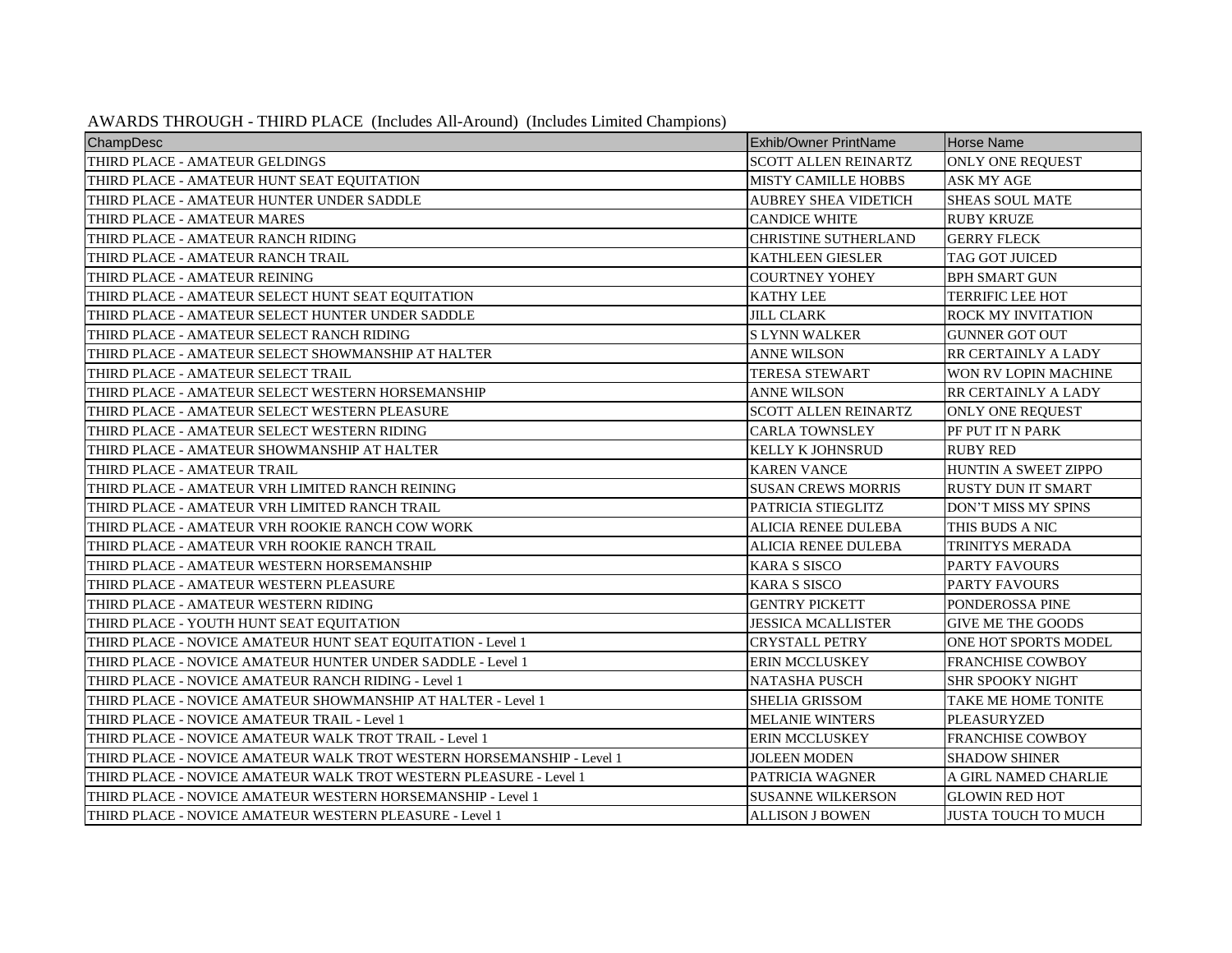AWARDS THROUGH - THIRD PLACE (Includes All-Around) (Includes Limited Champions)

| ChampDesc | Exhib/Owner PrintName | Horse Name |
|---|---|---|
| THIRD PLACE - AMATEUR GELDINGS | SCOTT ALLEN REINARTZ | ONLY ONE REQUEST |
| THIRD PLACE - AMATEUR HUNT SEAT EQUITATION | MISTY CAMILLE HOBBS | ASK MY AGE |
| THIRD PLACE - AMATEUR HUNTER UNDER SADDLE | AUBREY SHEA VIDETICH | SHEAS SOUL MATE |
| THIRD PLACE - AMATEUR MARES | CANDICE WHITE | RUBY KRUZE |
| THIRD PLACE - AMATEUR RANCH RIDING | CHRISTINE SUTHERLAND | GERRY FLECK |
| THIRD PLACE - AMATEUR RANCH TRAIL | KATHLEEN GIESLER | TAG GOT JUICED |
| THIRD PLACE - AMATEUR REINING | COURTNEY YOHEY | BPH SMART GUN |
| THIRD PLACE - AMATEUR SELECT HUNT SEAT EQUITATION | KATHY LEE | TERRIFIC LEE HOT |
| THIRD PLACE - AMATEUR SELECT HUNTER UNDER SADDLE | JILL CLARK | ROCK MY INVITATION |
| THIRD PLACE - AMATEUR SELECT RANCH RIDING | S LYNN WALKER | GUNNER GOT OUT |
| THIRD PLACE - AMATEUR SELECT SHOWMANSHIP AT HALTER | ANNE WILSON | RR CERTAINLY A LADY |
| THIRD PLACE - AMATEUR SELECT TRAIL | TERESA STEWART | WON RV LOPIN MACHINE |
| THIRD PLACE - AMATEUR SELECT WESTERN HORSEMANSHIP | ANNE WILSON | RR CERTAINLY A LADY |
| THIRD PLACE - AMATEUR SELECT WESTERN PLEASURE | SCOTT ALLEN REINARTZ | ONLY ONE REQUEST |
| THIRD PLACE - AMATEUR SELECT WESTERN RIDING | CARLA TOWNSLEY | PF PUT IT N PARK |
| THIRD PLACE - AMATEUR SHOWMANSHIP AT HALTER | KELLY K JOHNSRUD | RUBY RED |
| THIRD PLACE - AMATEUR TRAIL | KAREN VANCE | HUNTIN A SWEET ZIPPO |
| THIRD PLACE - AMATEUR VRH LIMITED RANCH REINING | SUSAN CREWS MORRIS | RUSTY DUN IT SMART |
| THIRD PLACE - AMATEUR VRH LIMITED RANCH TRAIL | PATRICIA STIEGLITZ | DON'T MISS MY SPINS |
| THIRD PLACE - AMATEUR VRH ROOKIE RANCH COW WORK | ALICIA RENEE DULEBA | THIS BUDS A NIC |
| THIRD PLACE - AMATEUR VRH ROOKIE RANCH TRAIL | ALICIA RENEE DULEBA | TRINITYS MERADA |
| THIRD PLACE - AMATEUR WESTERN HORSEMANSHIP | KARA S SISCO | PARTY FAVOURS |
| THIRD PLACE - AMATEUR WESTERN PLEASURE | KARA S SISCO | PARTY FAVOURS |
| THIRD PLACE - AMATEUR WESTERN RIDING | GENTRY PICKETT | PONDEROSSA PINE |
| THIRD PLACE - YOUTH HUNT SEAT EQUITATION | JESSICA MCALLISTER | GIVE ME THE GOODS |
| THIRD PLACE - NOVICE AMATEUR HUNT SEAT EQUITATION - Level 1 | CRYSTALL PETRY | ONE HOT SPORTS MODEL |
| THIRD PLACE - NOVICE AMATEUR HUNTER UNDER SADDLE - Level 1 | ERIN MCCLUSKEY | FRANCHISE COWBOY |
| THIRD PLACE - NOVICE AMATEUR RANCH RIDING - Level 1 | NATASHA PUSCH | SHR SPOOKY NIGHT |
| THIRD PLACE - NOVICE AMATEUR SHOWMANSHIP AT HALTER - Level 1 | SHELIA GRISSOM | TAKE ME HOME TONITE |
| THIRD PLACE - NOVICE AMATEUR TRAIL - Level 1 | MELANIE WINTERS | PLEASURYZED |
| THIRD PLACE - NOVICE AMATEUR WALK TROT TRAIL - Level 1 | ERIN MCCLUSKEY | FRANCHISE COWBOY |
| THIRD PLACE - NOVICE AMATEUR WALK TROT WESTERN HORSEMANSHIP - Level 1 | JOLEEN MODEN | SHADOW SHINER |
| THIRD PLACE - NOVICE AMATEUR WALK TROT WESTERN PLEASURE - Level 1 | PATRICIA WAGNER | A GIRL NAMED CHARLIE |
| THIRD PLACE - NOVICE AMATEUR WESTERN HORSEMANSHIP - Level 1 | SUSANNE WILKERSON | GLOWIN RED HOT |
| THIRD PLACE - NOVICE AMATEUR WESTERN PLEASURE - Level 1 | ALLISON J BOWEN | JUSTA TOUCH TO MUCH |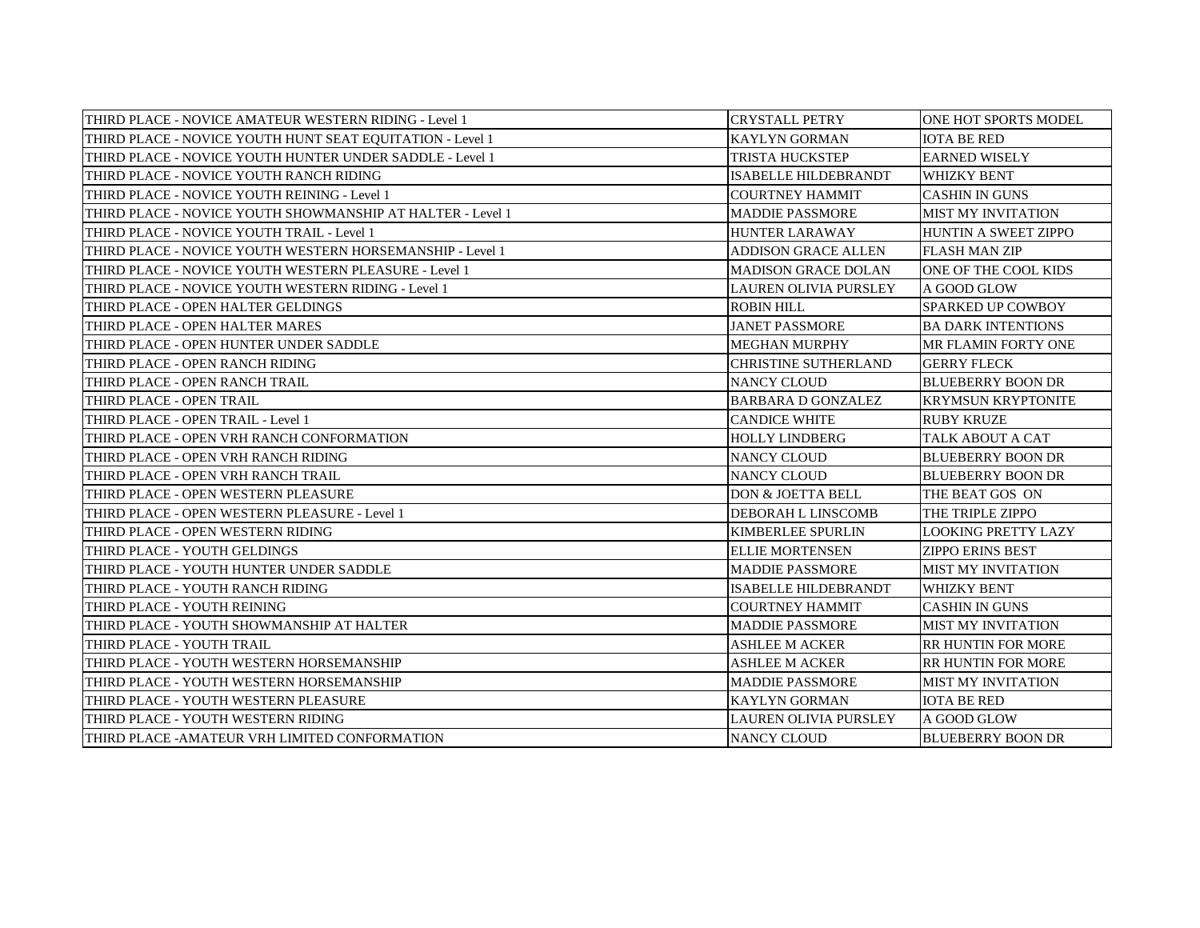| | | |
|---|---|---|
| THIRD PLACE - NOVICE AMATEUR WESTERN RIDING - Level 1 | CRYSTALL PETRY | ONE HOT SPORTS MODEL |
| THIRD PLACE - NOVICE YOUTH HUNT SEAT EQUITATION - Level 1 | KAYLYN GORMAN | IOTA BE RED |
| THIRD PLACE - NOVICE YOUTH HUNTER UNDER SADDLE - Level 1 | TRISTA HUCKSTEP | EARNED WISELY |
| THIRD PLACE - NOVICE YOUTH RANCH RIDING | ISABELLE HILDEBRANDT | WHIZKY BENT |
| THIRD PLACE - NOVICE YOUTH REINING - Level 1 | COURTNEY HAMMIT | CASHIN IN GUNS |
| THIRD PLACE - NOVICE YOUTH SHOWMANSHIP AT HALTER - Level 1 | MADDIE PASSMORE | MIST MY INVITATION |
| THIRD PLACE - NOVICE YOUTH TRAIL - Level 1 | HUNTER LARAWAY | HUNTIN A SWEET ZIPPO |
| THIRD PLACE - NOVICE YOUTH WESTERN HORSEMANSHIP - Level 1 | ADDISON GRACE ALLEN | FLASH MAN ZIP |
| THIRD PLACE - NOVICE YOUTH WESTERN PLEASURE - Level 1 | MADISON GRACE DOLAN | ONE OF THE COOL KIDS |
| THIRD PLACE - NOVICE YOUTH WESTERN RIDING - Level 1 | LAUREN OLIVIA PURSLEY | A GOOD GLOW |
| THIRD PLACE - OPEN HALTER GELDINGS | ROBIN HILL | SPARKED UP COWBOY |
| THIRD PLACE - OPEN HALTER MARES | JANET PASSMORE | BA DARK INTENTIONS |
| THIRD PLACE - OPEN HUNTER UNDER SADDLE | MEGHAN MURPHY | MR FLAMIN FORTY ONE |
| THIRD PLACE - OPEN RANCH RIDING | CHRISTINE SUTHERLAND | GERRY FLECK |
| THIRD PLACE - OPEN RANCH TRAIL | NANCY CLOUD | BLUEBERRY BOON DR |
| THIRD PLACE - OPEN TRAIL | BARBARA D GONZALEZ | KRYMSUN KRYPTONITE |
| THIRD PLACE - OPEN TRAIL - Level 1 | CANDICE WHITE | RUBY KRUZE |
| THIRD PLACE - OPEN VRH RANCH CONFORMATION | HOLLY LINDBERG | TALK ABOUT A CAT |
| THIRD PLACE - OPEN VRH RANCH RIDING | NANCY CLOUD | BLUEBERRY BOON DR |
| THIRD PLACE - OPEN VRH RANCH TRAIL | NANCY CLOUD | BLUEBERRY BOON DR |
| THIRD PLACE - OPEN WESTERN PLEASURE | DON & JOETTA BELL | THE BEAT GOS ON |
| THIRD PLACE - OPEN WESTERN PLEASURE - Level 1 | DEBORAH L LINSCOMB | THE TRIPLE ZIPPO |
| THIRD PLACE - OPEN WESTERN RIDING | KIMBERLEE SPURLIN | LOOKING PRETTY LAZY |
| THIRD PLACE - YOUTH GELDINGS | ELLIE MORTENSEN | ZIPPO ERINS BEST |
| THIRD PLACE - YOUTH HUNTER UNDER SADDLE | MADDIE PASSMORE | MIST MY INVITATION |
| THIRD PLACE - YOUTH RANCH RIDING | ISABELLE HILDEBRANDT | WHIZKY BENT |
| THIRD PLACE - YOUTH REINING | COURTNEY HAMMIT | CASHIN IN GUNS |
| THIRD PLACE - YOUTH SHOWMANSHIP AT HALTER | MADDIE PASSMORE | MIST MY INVITATION |
| THIRD PLACE - YOUTH TRAIL | ASHLEE M ACKER | RR HUNTIN FOR MORE |
| THIRD PLACE - YOUTH WESTERN HORSEMANSHIP | ASHLEE M ACKER | RR HUNTIN FOR MORE |
| THIRD PLACE - YOUTH WESTERN HORSEMANSHIP | MADDIE PASSMORE | MIST MY INVITATION |
| THIRD PLACE - YOUTH WESTERN PLEASURE | KAYLYN GORMAN | IOTA BE RED |
| THIRD PLACE - YOUTH WESTERN RIDING | LAUREN OLIVIA PURSLEY | A GOOD GLOW |
| THIRD PLACE -AMATEUR VRH LIMITED CONFORMATION | NANCY CLOUD | BLUEBERRY BOON DR |